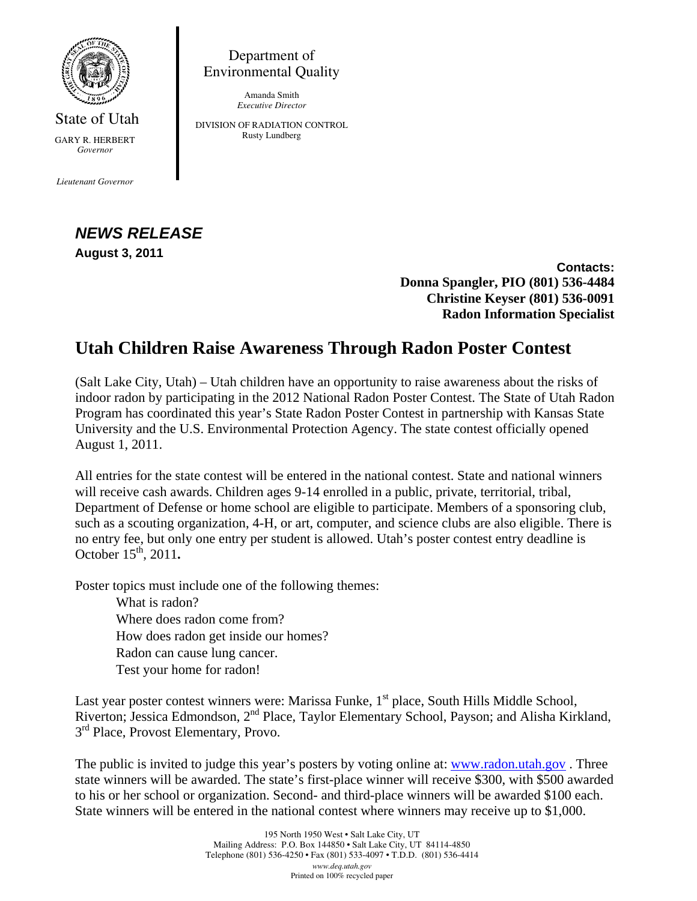State of Utah

GARY R. HERBERT
*Governor*

*Lieutenant Governor*

Department of Environmental Quality

Amanda Smith
*Executive Director*

DIVISION OF RADIATION CONTROL
Rusty Lundberg

***NEWS RELEASE***

**August 3, 2011**

**Contacts:**
**Donna Spangler, PIO (801) 536-4484**
**Christine Keyser (801) 536-0091**
**Radon Information Specialist**

# Utah Children Raise Awareness Through Radon Poster Contest

(Salt Lake City, Utah) – Utah children have an opportunity to raise awareness about the risks of indoor radon by participating in the 2012 National Radon Poster Contest. The State of Utah Radon Program has coordinated this year's State Radon Poster Contest in partnership with Kansas State University and the U.S. Environmental Protection Agency. The state contest officially opened August 1, 2011.

All entries for the state contest will be entered in the national contest. State and national winners will receive cash awards. Children ages 9-14 enrolled in a public, private, territorial, tribal, Department of Defense or home school are eligible to participate. Members of a sponsoring club, such as a scouting organization, 4-H, or art, computer, and science clubs are also eligible. There is no entry fee, but only one entry per student is allowed. Utah's poster contest entry deadline is October 15th, 2011**.**

Poster topics must include one of the following themes:

- What is radon?
- Where does radon come from?
- How does radon get inside our homes?
- Radon can cause lung cancer.
- Test your home for radon!

Last year poster contest winners were: Marissa Funke, 1st place, South Hills Middle School, Riverton; Jessica Edmondson, 2nd Place, Taylor Elementary School, Payson; and Alisha Kirkland, 3rd Place, Provost Elementary, Provo.

The public is invited to judge this year's posters by voting online at: www.radon.utah.gov . Three state winners will be awarded. The state's first-place winner will receive $300, with $500 awarded to his or her school or organization. Second- and third-place winners will be awarded $100 each. State winners will be entered in the national contest where winners may receive up to $1,000.

195 North 1950 West • Salt Lake City, UT
Mailing Address: P.O. Box 144850 • Salt Lake City, UT 84114-4850
Telephone (801) 536-4250 • Fax (801) 533-4097 • T.D.D. (801) 536-4414
*www.deq.utah.gov*
Printed on 100% recycled paper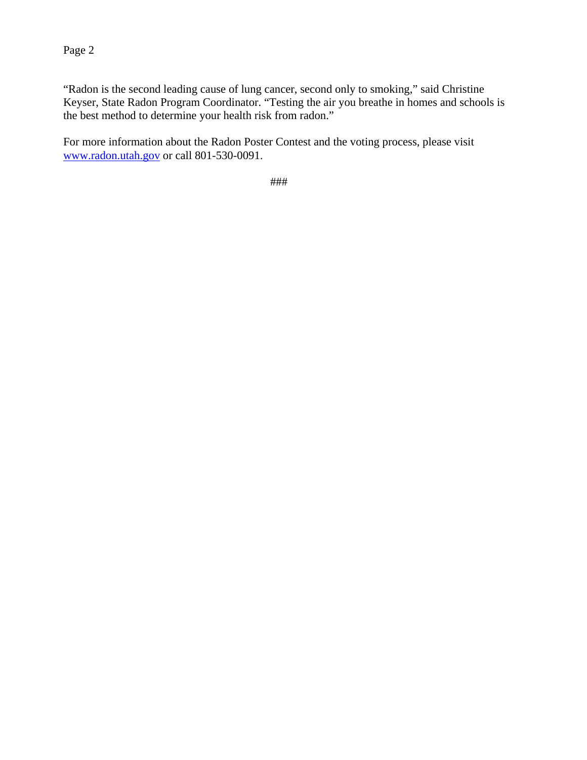"Radon is the second leading cause of lung cancer, second only to smoking," said Christine Keyser, State Radon Program Coordinator. "Testing the air you breathe in homes and schools is the best method to determine your health risk from radon."

For more information about the Radon Poster Contest and the voting process, please visit www.radon.utah.gov or call 801-530-0091.

###